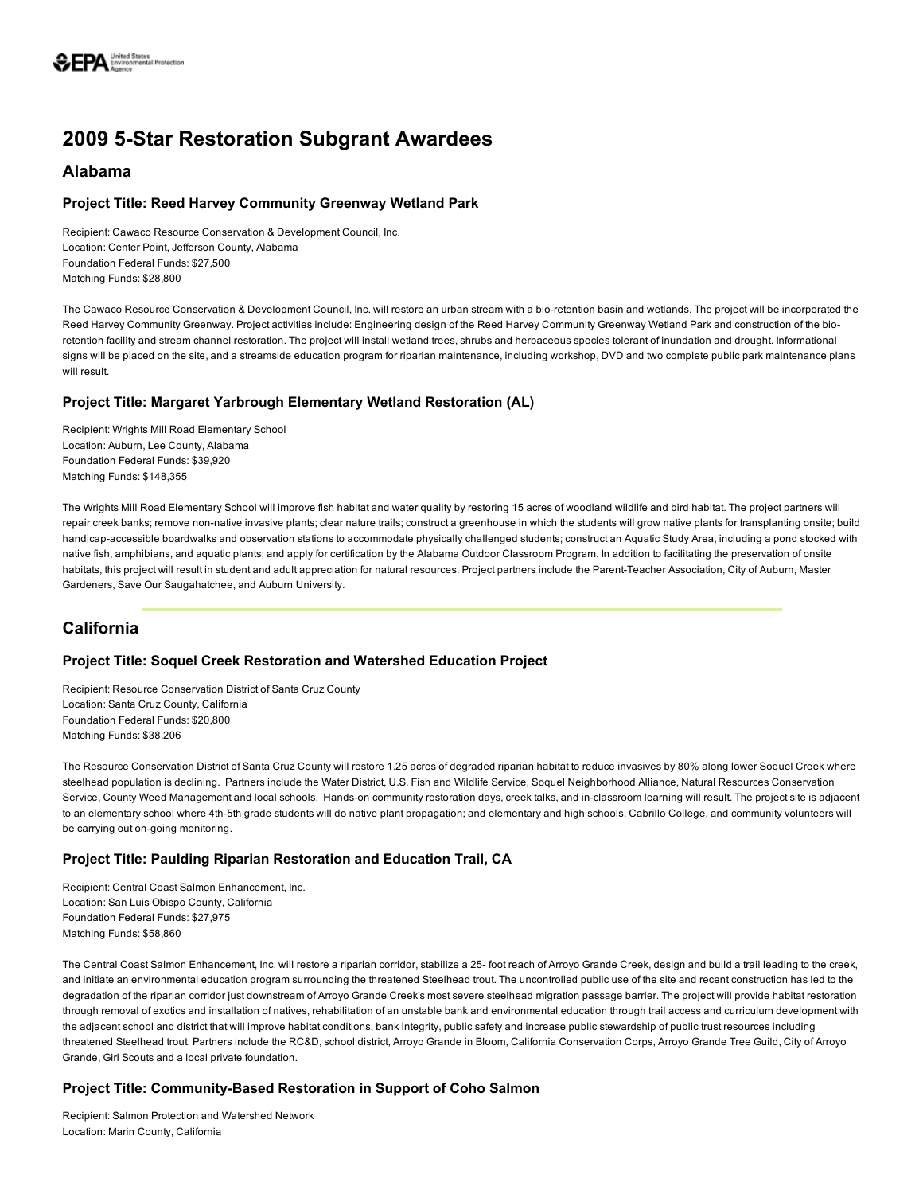# 2009 5-Star Restoration Subgrant Awardees

## Alabama

### Project Title: Reed Harvey Community Greenway Wetland Park

Recipient: Cawaco Resource Conservation & Development Council, Inc.
Location: Center Point, Jefferson County, Alabama
Foundation Federal Funds: $27,500
Matching Funds: $28,800

The Cawaco Resource Conservation & Development Council, Inc. will restore an urban stream with a bio-retention basin and wetlands. The project will be incorporated the Reed Harvey Community Greenway. Project activities include: Engineering design of the Reed Harvey Community Greenway Wetland Park and construction of the bio-retention facility and stream channel restoration. The project will install wetland trees, shrubs and herbaceous species tolerant of inundation and drought. Informational signs will be placed on the site, and a streamside education program for riparian maintenance, including workshop, DVD and two complete public park maintenance plans will result.

### Project Title: Margaret Yarbrough Elementary Wetland Restoration (AL)

Recipient: Wrights Mill Road Elementary School
Location: Auburn, Lee County, Alabama
Foundation Federal Funds: $39,920
Matching Funds: $148,355

The Wrights Mill Road Elementary School will improve fish habitat and water quality by restoring 15 acres of woodland wildlife and bird habitat. The project partners will repair creek banks; remove non-native invasive plants; clear nature trails; construct a greenhouse in which the students will grow native plants for transplanting onsite; build handicap-accessible boardwalks and observation stations to accommodate physically challenged students; construct an Aquatic Study Area, including a pond stocked with native fish, amphibians, and aquatic plants; and apply for certification by the Alabama Outdoor Classroom Program. In addition to facilitating the preservation of onsite habitats, this project will result in student and adult appreciation for natural resources. Project partners include the Parent-Teacher Association, City of Auburn, Master Gardeners, Save Our Saugahatchee, and Auburn University.

## California

### Project Title: Soquel Creek Restoration and Watershed Education Project

Recipient: Resource Conservation District of Santa Cruz County
Location: Santa Cruz County, California
Foundation Federal Funds: $20,800
Matching Funds: $38,206

The Resource Conservation District of Santa Cruz County will restore 1.25 acres of degraded riparian habitat to reduce invasives by 80% along lower Soquel Creek where steelhead population is declining. Partners include the Water District, U.S. Fish and Wildlife Service, Soquel Neighborhood Alliance, Natural Resources Conservation Service, County Weed Management and local schools. Hands-on community restoration days, creek talks, and in-classroom learning will result. The project site is adjacent to an elementary school where 4th-5th grade students will do native plant propagation; and elementary and high schools, Cabrillo College, and community volunteers will be carrying out on-going monitoring.

### Project Title: Paulding Riparian Restoration and Education Trail, CA

Recipient: Central Coast Salmon Enhancement, Inc.
Location: San Luis Obispo County, California
Foundation Federal Funds: $27,975
Matching Funds: $58,860

The Central Coast Salmon Enhancement, Inc. will restore a riparian corridor, stabilize a 25- foot reach of Arroyo Grande Creek, design and build a trail leading to the creek, and initiate an environmental education program surrounding the threatened Steelhead trout. The uncontrolled public use of the site and recent construction has led to the degradation of the riparian corridor just downstream of Arroyo Grande Creek's most severe steelhead migration passage barrier. The project will provide habitat restoration through removal of exotics and installation of natives, rehabilitation of an unstable bank and environmental education through trail access and curriculum development with the adjacent school and district that will improve habitat conditions, bank integrity, public safety and increase public stewardship of public trust resources including threatened Steelhead trout. Partners include the RC&D, school district, Arroyo Grande in Bloom, California Conservation Corps, Arroyo Grande Tree Guild, City of Arroyo Grande, Girl Scouts and a local private foundation.

### Project Title: Community-Based Restoration in Support of Coho Salmon

Recipient: Salmon Protection and Watershed Network
Location: Marin County, California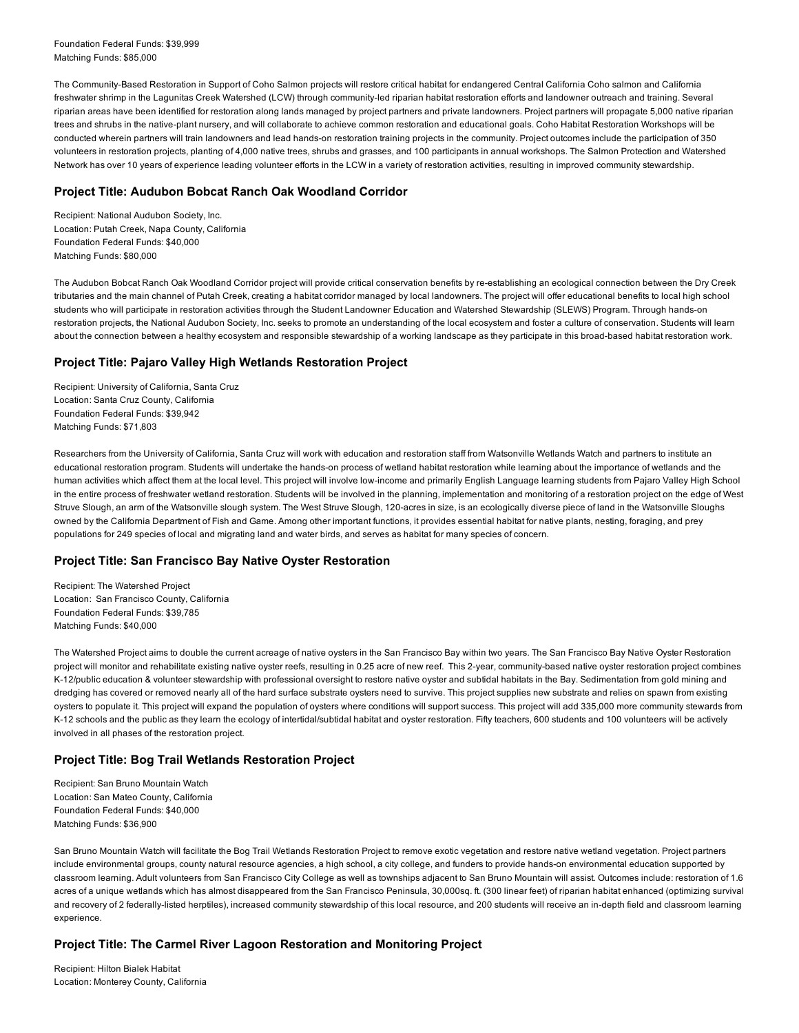Foundation Federal Funds: $39,999
Matching Funds: $85,000

The Community-Based Restoration in Support of Coho Salmon projects will restore critical habitat for endangered Central California Coho salmon and California freshwater shrimp in the Lagunitas Creek Watershed (LCW) through community-led riparian habitat restoration efforts and landowner outreach and training. Several riparian areas have been identified for restoration along lands managed by project partners and private landowners. Project partners will propagate 5,000 native riparian trees and shrubs in the native-plant nursery, and will collaborate to achieve common restoration and educational goals. Coho Habitat Restoration Workshops will be conducted wherein partners will train landowners and lead hands-on restoration training projects in the community. Project outcomes include the participation of 350 volunteers in restoration projects, planting of 4,000 native trees, shrubs and grasses, and 100 participants in annual workshops. The Salmon Protection and Watershed Network has over 10 years of experience leading volunteer efforts in the LCW in a variety of restoration activities, resulting in improved community stewardship.

### Project Title: Audubon Bobcat Ranch Oak Woodland Corridor

Recipient: National Audubon Society, Inc.
Location: Putah Creek, Napa County, California
Foundation Federal Funds: $40,000
Matching Funds: $80,000

The Audubon Bobcat Ranch Oak Woodland Corridor project will provide critical conservation benefits by re-establishing an ecological connection between the Dry Creek tributaries and the main channel of Putah Creek, creating a habitat corridor managed by local landowners. The project will offer educational benefits to local high school students who will participate in restoration activities through the Student Landowner Education and Watershed Stewardship (SLEWS) Program. Through hands-on restoration projects, the National Audubon Society, Inc. seeks to promote an understanding of the local ecosystem and foster a culture of conservation. Students will learn about the connection between a healthy ecosystem and responsible stewardship of a working landscape as they participate in this broad-based habitat restoration work.

### Project Title: Pajaro Valley High Wetlands Restoration Project

Recipient: University of California, Santa Cruz
Location: Santa Cruz County, California
Foundation Federal Funds: $39,942
Matching Funds: $71,803

Researchers from the University of California, Santa Cruz will work with education and restoration staff from Watsonville Wetlands Watch and partners to institute an educational restoration program. Students will undertake the hands-on process of wetland habitat restoration while learning about the importance of wetlands and the human activities which affect them at the local level. This project will involve low-income and primarily English Language learning students from Pajaro Valley High School in the entire process of freshwater wetland restoration. Students will be involved in the planning, implementation and monitoring of a restoration project on the edge of West Struve Slough, an arm of the Watsonville slough system. The West Struve Slough, 120-acres in size, is an ecologically diverse piece of land in the Watsonville Sloughs owned by the California Department of Fish and Game. Among other important functions, it provides essential habitat for native plants, nesting, foraging, and prey populations for 249 species of local and migrating land and water birds, and serves as habitat for many species of concern.

### Project Title: San Francisco Bay Native Oyster Restoration

Recipient: The Watershed Project
Location: San Francisco County, California
Foundation Federal Funds: $39,785
Matching Funds: $40,000

The Watershed Project aims to double the current acreage of native oysters in the San Francisco Bay within two years. The San Francisco Bay Native Oyster Restoration project will monitor and rehabilitate existing native oyster reefs, resulting in 0.25 acre of new reef. This 2-year, community-based native oyster restoration project combines K-12/public education & volunteer stewardship with professional oversight to restore native oyster and subtidal habitats in the Bay. Sedimentation from gold mining and dredging has covered or removed nearly all of the hard surface substrate oysters need to survive. This project supplies new substrate and relies on spawn from existing oysters to populate it. This project will expand the population of oysters where conditions will support success. This project will add 335,000 more community stewards from K-12 schools and the public as they learn the ecology of intertidal/subtidal habitat and oyster restoration. Fifty teachers, 600 students and 100 volunteers will be actively involved in all phases of the restoration project.

### Project Title: Bog Trail Wetlands Restoration Project

Recipient: San Bruno Mountain Watch
Location: San Mateo County, California
Foundation Federal Funds: $40,000
Matching Funds: $36,900

San Bruno Mountain Watch will facilitate the Bog Trail Wetlands Restoration Project to remove exotic vegetation and restore native wetland vegetation. Project partners include environmental groups, county natural resource agencies, a high school, a city college, and funders to provide hands-on environmental education supported by classroom learning. Adult volunteers from San Francisco City College as well as townships adjacent to San Bruno Mountain will assist. Outcomes include: restoration of 1.6 acres of a unique wetlands which has almost disappeared from the San Francisco Peninsula, 30,000sq. ft. (300 linear feet) of riparian habitat enhanced (optimizing survival and recovery of 2 federally-listed herptiles), increased community stewardship of this local resource, and 200 students will receive an in-depth field and classroom learning experience.

### Project Title: The Carmel River Lagoon Restoration and Monitoring Project

Recipient: Hilton Bialek Habitat
Location: Monterey County, California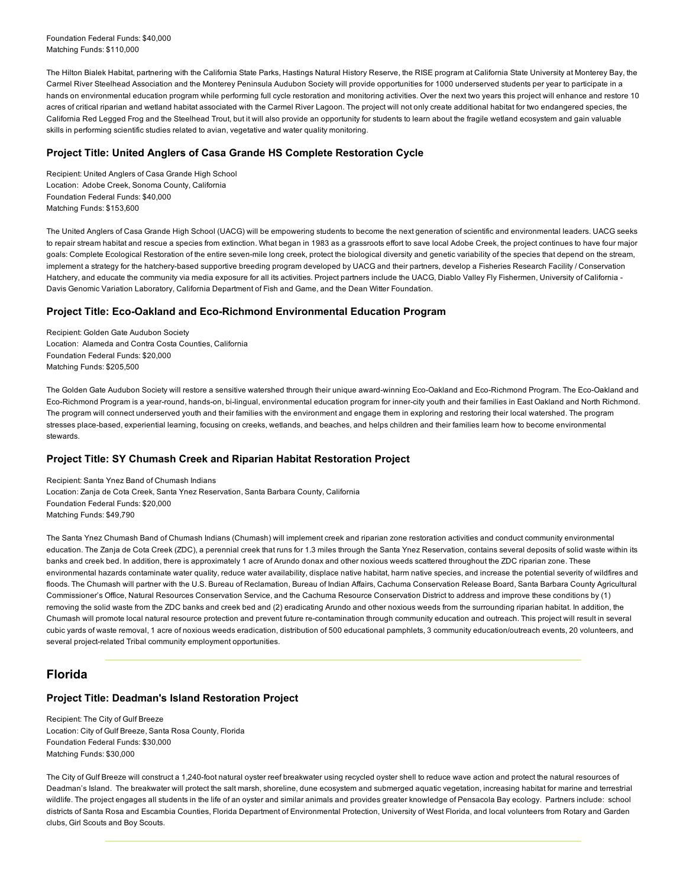Foundation Federal Funds: $40,000
Matching Funds: $110,000

The Hilton Bialek Habitat, partnering with the California State Parks, Hastings Natural History Reserve, the RISE program at California State University at Monterey Bay, the Carmel River Steelhead Association and the Monterey Peninsula Audubon Society will provide opportunities for 1000 underserved students per year to participate in a hands on environmental education program while performing full cycle restoration and monitoring activities. Over the next two years this project will enhance and restore 10 acres of critical riparian and wetland habitat associated with the Carmel River Lagoon. The project will not only create additional habitat for two endangered species, the California Red Legged Frog and the Steelhead Trout, but it will also provide an opportunity for students to learn about the fragile wetland ecosystem and gain valuable skills in performing scientific studies related to avian, vegetative and water quality monitoring.

### Project Title: United Anglers of Casa Grande HS Complete Restoration Cycle

Recipient: United Anglers of Casa Grande High School
Location: Adobe Creek, Sonoma County, California
Foundation Federal Funds: $40,000
Matching Funds: $153,600

The United Anglers of Casa Grande High School (UACG) will be empowering students to become the next generation of scientific and environmental leaders. UACG seeks to repair stream habitat and rescue a species from extinction. What began in 1983 as a grassroots effort to save local Adobe Creek, the project continues to have four major goals: Complete Ecological Restoration of the entire seven-mile long creek, protect the biological diversity and genetic variability of the species that depend on the stream, implement a strategy for the hatchery-based supportive breeding program developed by UACG and their partners, develop a Fisheries Research Facility / Conservation Hatchery, and educate the community via media exposure for all its activities. Project partners include the UACG, Diablo Valley Fly Fishermen, University of California - Davis Genomic Variation Laboratory, California Department of Fish and Game, and the Dean Witter Foundation.

### Project Title: Eco-Oakland and Eco-Richmond Environmental Education Program

Recipient: Golden Gate Audubon Society
Location: Alameda and Contra Costa Counties, California
Foundation Federal Funds: $20,000
Matching Funds: $205,500

The Golden Gate Audubon Society will restore a sensitive watershed through their unique award-winning Eco-Oakland and Eco-Richmond Program. The Eco-Oakland and Eco-Richmond Program is a year-round, hands-on, bi-lingual, environmental education program for inner-city youth and their families in East Oakland and North Richmond. The program will connect underserved youth and their families with the environment and engage them in exploring and restoring their local watershed. The program stresses place-based, experiential learning, focusing on creeks, wetlands, and beaches, and helps children and their families learn how to become environmental stewards.

### Project Title: SY Chumash Creek and Riparian Habitat Restoration Project

Recipient: Santa Ynez Band of Chumash Indians
Location: Zanja de Cota Creek, Santa Ynez Reservation, Santa Barbara County, California
Foundation Federal Funds: $20,000
Matching Funds: $49,790

The Santa Ynez Chumash Band of Chumash Indians (Chumash) will implement creek and riparian zone restoration activities and conduct community environmental education. The Zanja de Cota Creek (ZDC), a perennial creek that runs for 1.3 miles through the Santa Ynez Reservation, contains several deposits of solid waste within its banks and creek bed. In addition, there is approximately 1 acre of Arundo donax and other noxious weeds scattered throughout the ZDC riparian zone. These environmental hazards contaminate water quality, reduce water availability, displace native habitat, harm native species, and increase the potential severity of wildfires and floods. The Chumash will partner with the U.S. Bureau of Reclamation, Bureau of Indian Affairs, Cachuma Conservation Release Board, Santa Barbara County Agricultural Commissioner's Office, Natural Resources Conservation Service, and the Cachuma Resource Conservation District to address and improve these conditions by (1) removing the solid waste from the ZDC banks and creek bed and (2) eradicating Arundo and other noxious weeds from the surrounding riparian habitat. In addition, the Chumash will promote local natural resource protection and prevent future re-contamination through community education and outreach. This project will result in several cubic yards of waste removal, 1 acre of noxious weeds eradication, distribution of 500 educational pamphlets, 3 community education/outreach events, 20 volunteers, and several project-related Tribal community employment opportunities.

## Florida

### Project Title: Deadman's Island Restoration Project

Recipient: The City of Gulf Breeze
Location: City of Gulf Breeze, Santa Rosa County, Florida
Foundation Federal Funds: $30,000
Matching Funds: $30,000

The City of Gulf Breeze will construct a 1,240-foot natural oyster reef breakwater using recycled oyster shell to reduce wave action and protect the natural resources of Deadman's Island. The breakwater will protect the salt marsh, shoreline, dune ecosystem and submerged aquatic vegetation, increasing habitat for marine and terrestrial wildlife. The project engages all students in the life of an oyster and similar animals and provides greater knowledge of Pensacola Bay ecology. Partners include: school districts of Santa Rosa and Escambia Counties, Florida Department of Environmental Protection, University of West Florida, and local volunteers from Rotary and Garden clubs, Girl Scouts and Boy Scouts.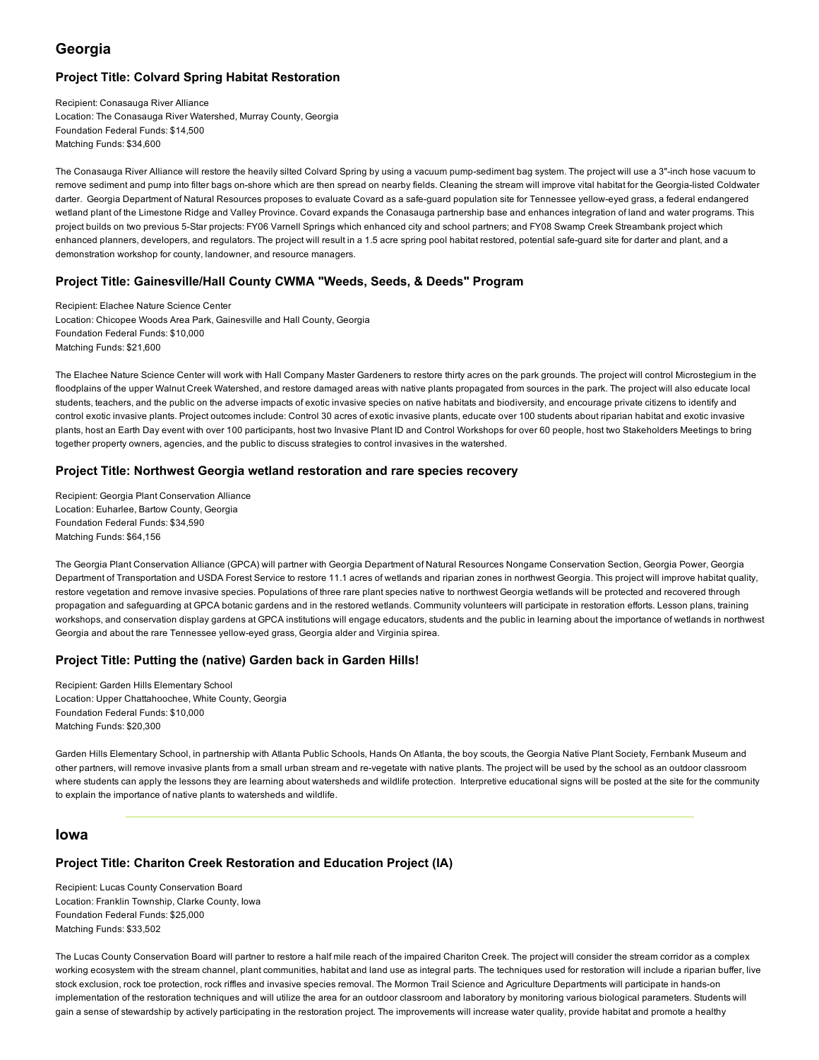## Georgia

### Project Title: Colvard Spring Habitat Restoration

Recipient: Conasauga River Alliance
Location: The Conasauga River Watershed, Murray County, Georgia
Foundation Federal Funds: $14,500
Matching Funds: $34,600

The Conasauga River Alliance will restore the heavily silted Colvard Spring by using a vacuum pump-sediment bag system. The project will use a 3"-inch hose vacuum to remove sediment and pump into filter bags on-shore which are then spread on nearby fields. Cleaning the stream will improve vital habitat for the Georgia-listed Coldwater darter. Georgia Department of Natural Resources proposes to evaluate Covard as a safe-guard population site for Tennessee yellow-eyed grass, a federal endangered wetland plant of the Limestone Ridge and Valley Province. Covard expands the Conasauga partnership base and enhances integration of land and water programs. This project builds on two previous 5-Star projects: FY06 Varnell Springs which enhanced city and school partners; and FY08 Swamp Creek Streambank project which enhanced planners, developers, and regulators. The project will result in a 1.5 acre spring pool habitat restored, potential safe-guard site for darter and plant, and a demonstration workshop for county, landowner, and resource managers.

### Project Title: Gainesville/Hall County CWMA "Weeds, Seeds, & Deeds" Program

Recipient: Elachee Nature Science Center
Location: Chicopee Woods Area Park, Gainesville and Hall County, Georgia
Foundation Federal Funds: $10,000
Matching Funds: $21,600

The Elachee Nature Science Center will work with Hall Company Master Gardeners to restore thirty acres on the park grounds. The project will control Microstegium in the floodplains of the upper Walnut Creek Watershed, and restore damaged areas with native plants propagated from sources in the park. The project will also educate local students, teachers, and the public on the adverse impacts of exotic invasive species on native habitats and biodiversity, and encourage private citizens to identify and control exotic invasive plants. Project outcomes include: Control 30 acres of exotic invasive plants, educate over 100 students about riparian habitat and exotic invasive plants, host an Earth Day event with over 100 participants, host two Invasive Plant ID and Control Workshops for over 60 people, host two Stakeholders Meetings to bring together property owners, agencies, and the public to discuss strategies to control invasives in the watershed.

### Project Title: Northwest Georgia wetland restoration and rare species recovery

Recipient: Georgia Plant Conservation Alliance
Location: Euharlee, Bartow County, Georgia
Foundation Federal Funds: $34,590
Matching Funds: $64,156

The Georgia Plant Conservation Alliance (GPCA) will partner with Georgia Department of Natural Resources Nongame Conservation Section, Georgia Power, Georgia Department of Transportation and USDA Forest Service to restore 11.1 acres of wetlands and riparian zones in northwest Georgia. This project will improve habitat quality, restore vegetation and remove invasive species. Populations of three rare plant species native to northwest Georgia wetlands will be protected and recovered through propagation and safeguarding at GPCA botanic gardens and in the restored wetlands. Community volunteers will participate in restoration efforts. Lesson plans, training workshops, and conservation display gardens at GPCA institutions will engage educators, students and the public in learning about the importance of wetlands in northwest Georgia and about the rare Tennessee yellow-eyed grass, Georgia alder and Virginia spirea.

### Project Title: Putting the (native) Garden back in Garden Hills!

Recipient: Garden Hills Elementary School
Location: Upper Chattahoochee, White County, Georgia
Foundation Federal Funds: $10,000
Matching Funds: $20,300

Garden Hills Elementary School, in partnership with Atlanta Public Schools, Hands On Atlanta, the boy scouts, the Georgia Native Plant Society, Fernbank Museum and other partners, will remove invasive plants from a small urban stream and re-vegetate with native plants. The project will be used by the school as an outdoor classroom where students can apply the lessons they are learning about watersheds and wildlife protection. Interpretive educational signs will be posted at the site for the community to explain the importance of native plants to watersheds and wildlife.

---

## Iowa

### Project Title: Chariton Creek Restoration and Education Project (IA)

Recipient: Lucas County Conservation Board
Location: Franklin Township, Clarke County, Iowa
Foundation Federal Funds: $25,000
Matching Funds: $33,502

The Lucas County Conservation Board will partner to restore a half mile reach of the impaired Chariton Creek. The project will consider the stream corridor as a complex working ecosystem with the stream channel, plant communities, habitat and land use as integral parts. The techniques used for restoration will include a riparian buffer, live stock exclusion, rock toe protection, rock riffles and invasive species removal. The Mormon Trail Science and Agriculture Departments will participate in hands-on implementation of the restoration techniques and will utilize the area for an outdoor classroom and laboratory by monitoring various biological parameters. Students will gain a sense of stewardship by actively participating in the restoration project. The improvements will increase water quality, provide habitat and promote a healthy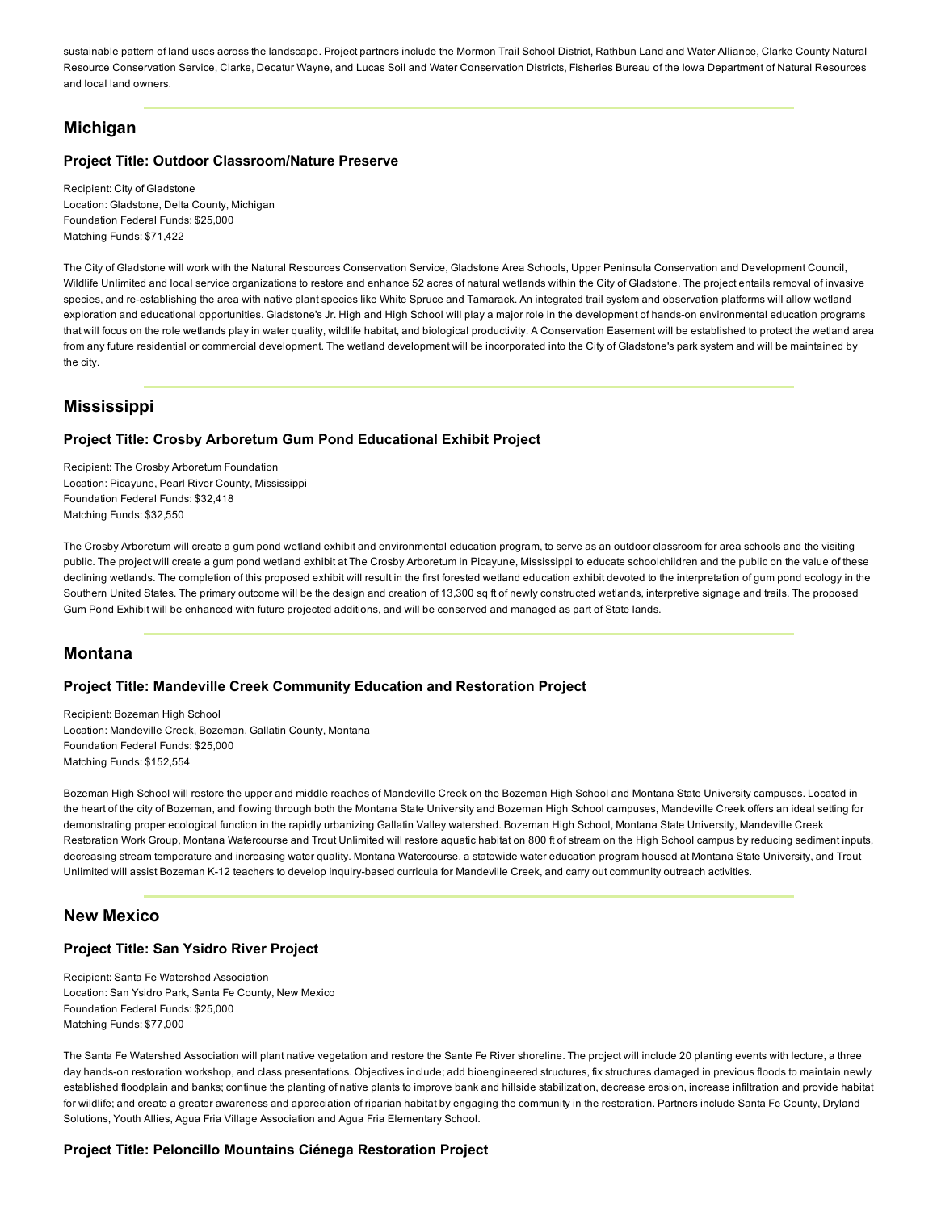sustainable pattern of land uses across the landscape. Project partners include the Mormon Trail School District, Rathbun Land and Water Alliance, Clarke County Natural Resource Conservation Service, Clarke, Decatur Wayne, and Lucas Soil and Water Conservation Districts, Fisheries Bureau of the Iowa Department of Natural Resources and local land owners.

---

## Michigan

### Project Title: Outdoor Classroom/Nature Preserve

Recipient: City of Gladstone
Location: Gladstone, Delta County, Michigan
Foundation Federal Funds: $25,000
Matching Funds: $71,422

The City of Gladstone will work with the Natural Resources Conservation Service, Gladstone Area Schools, Upper Peninsula Conservation and Development Council, Wildlife Unlimited and local service organizations to restore and enhance 52 acres of natural wetlands within the City of Gladstone. The project entails removal of invasive species, and re-establishing the area with native plant species like White Spruce and Tamarack. An integrated trail system and observation platforms will allow wetland exploration and educational opportunities. Gladstone's Jr. High and High School will play a major role in the development of hands-on environmental education programs that will focus on the role wetlands play in water quality, wildlife habitat, and biological productivity. A Conservation Easement will be established to protect the wetland area from any future residential or commercial development. The wetland development will be incorporated into the City of Gladstone's park system and will be maintained by the city.

---

## Mississippi

### Project Title: Crosby Arboretum Gum Pond Educational Exhibit Project

Recipient: The Crosby Arboretum Foundation
Location: Picayune, Pearl River County, Mississippi
Foundation Federal Funds: $32,418
Matching Funds: $32,550

The Crosby Arboretum will create a gum pond wetland exhibit and environmental education program, to serve as an outdoor classroom for area schools and the visiting public. The project will create a gum pond wetland exhibit at The Crosby Arboretum in Picayune, Mississippi to educate schoolchildren and the public on the value of these declining wetlands. The completion of this proposed exhibit will result in the first forested wetland education exhibit devoted to the interpretation of gum pond ecology in the Southern United States. The primary outcome will be the design and creation of 13,300 sq ft of newly constructed wetlands, interpretive signage and trails. The proposed Gum Pond Exhibit will be enhanced with future projected additions, and will be conserved and managed as part of State lands.

---

## Montana

### Project Title: Mandeville Creek Community Education and Restoration Project

Recipient: Bozeman High School
Location: Mandeville Creek, Bozeman, Gallatin County, Montana
Foundation Federal Funds: $25,000
Matching Funds: $152,554

Bozeman High School will restore the upper and middle reaches of Mandeville Creek on the Bozeman High School and Montana State University campuses. Located in the heart of the city of Bozeman, and flowing through both the Montana State University and Bozeman High School campuses, Mandeville Creek offers an ideal setting for demonstrating proper ecological function in the rapidly urbanizing Gallatin Valley watershed. Bozeman High School, Montana State University, Mandeville Creek Restoration Work Group, Montana Watercourse and Trout Unlimited will restore aquatic habitat on 800 ft of stream on the High School campus by reducing sediment inputs, decreasing stream temperature and increasing water quality. Montana Watercourse, a statewide water education program housed at Montana State University, and Trout Unlimited will assist Bozeman K-12 teachers to develop inquiry-based curricula for Mandeville Creek, and carry out community outreach activities.

---

## New Mexico

### Project Title: San Ysidro River Project

Recipient: Santa Fe Watershed Association
Location: San Ysidro Park, Santa Fe County, New Mexico
Foundation Federal Funds: $25,000
Matching Funds: $77,000

The Santa Fe Watershed Association will plant native vegetation and restore the Sante Fe River shoreline. The project will include 20 planting events with lecture, a three day hands-on restoration workshop, and class presentations. Objectives include; add bioengineered structures, fix structures damaged in previous floods to maintain newly established floodplain and banks; continue the planting of native plants to improve bank and hillside stabilization, decrease erosion, increase infiltration and provide habitat for wildlife; and create a greater awareness and appreciation of riparian habitat by engaging the community in the restoration. Partners include Santa Fe County, Dryland Solutions, Youth Allies, Agua Fria Village Association and Agua Fria Elementary School.

### Project Title: Peloncillo Mountains Ciénega Restoration Project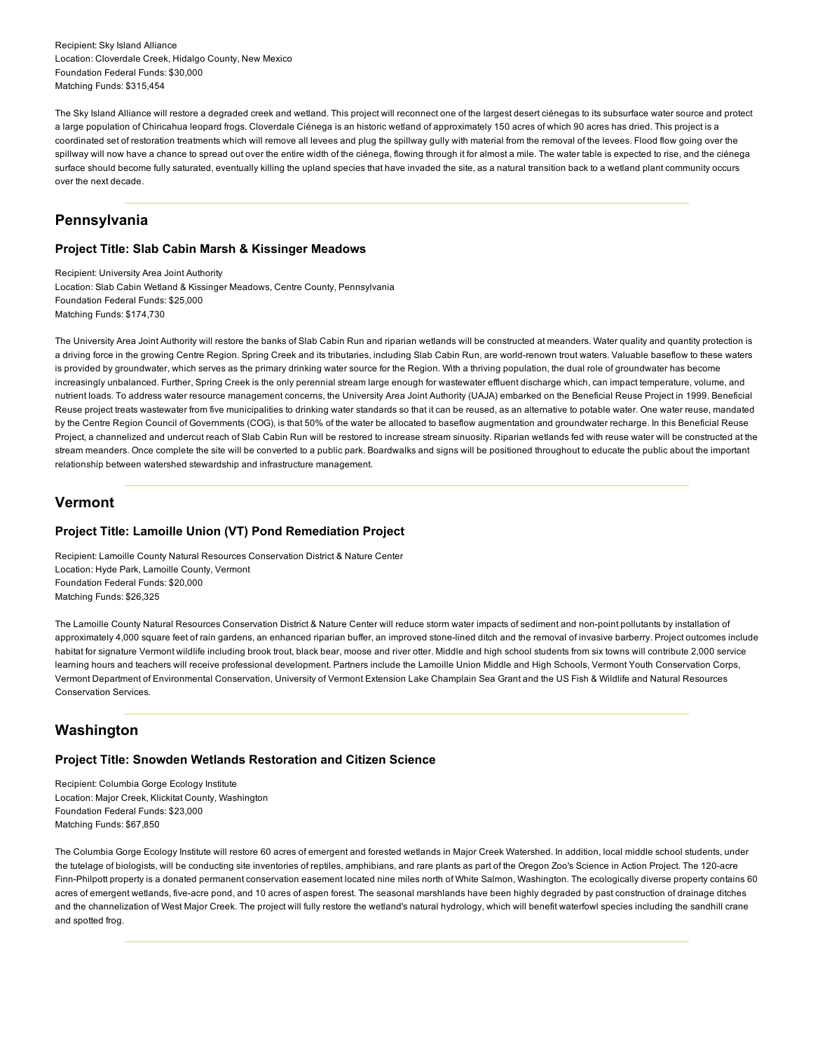Recipient: Sky Island Alliance
Location: Cloverdale Creek, Hidalgo County, New Mexico
Foundation Federal Funds: $30,000
Matching Funds: $315,454

The Sky Island Alliance will restore a degraded creek and wetland. This project will reconnect one of the largest desert ciénegas to its subsurface water source and protect a large population of Chiricahua leopard frogs. Cloverdale Ciénega is an historic wetland of approximately 150 acres of which 90 acres has dried. This project is a coordinated set of restoration treatments which will remove all levees and plug the spillway gully with material from the removal of the levees. Flood flow going over the spillway will now have a chance to spread out over the entire width of the ciénega, flowing through it for almost a mile. The water table is expected to rise, and the ciénega surface should become fully saturated, eventually killing the upland species that have invaded the site, as a natural transition back to a wetland plant community occurs over the next decade.

---

## Pennsylvania

### Project Title: Slab Cabin Marsh & Kissinger Meadows

Recipient: University Area Joint Authority
Location: Slab Cabin Wetland & Kissinger Meadows, Centre County, Pennsylvania
Foundation Federal Funds: $25,000
Matching Funds: $174,730

The University Area Joint Authority will restore the banks of Slab Cabin Run and riparian wetlands will be constructed at meanders. Water quality and quantity protection is a driving force in the growing Centre Region. Spring Creek and its tributaries, including Slab Cabin Run, are world-renown trout waters. Valuable baseflow to these waters is provided by groundwater, which serves as the primary drinking water source for the Region. With a thriving population, the dual role of groundwater has become increasingly unbalanced. Further, Spring Creek is the only perennial stream large enough for wastewater effluent discharge which, can impact temperature, volume, and nutrient loads. To address water resource management concerns, the University Area Joint Authority (UAJA) embarked on the Beneficial Reuse Project in 1999. Beneficial Reuse project treats wastewater from five municipalities to drinking water standards so that it can be reused, as an alternative to potable water. One water reuse, mandated by the Centre Region Council of Governments (COG), is that 50% of the water be allocated to baseflow augmentation and groundwater recharge. In this Beneficial Reuse Project, a channelized and undercut reach of Slab Cabin Run will be restored to increase stream sinuosity. Riparian wetlands fed with reuse water will be constructed at the stream meanders. Once complete the site will be converted to a public park. Boardwalks and signs will be positioned throughout to educate the public about the important relationship between watershed stewardship and infrastructure management.

---

## Vermont

### Project Title: Lamoille Union (VT) Pond Remediation Project

Recipient: Lamoille County Natural Resources Conservation District & Nature Center
Location: Hyde Park, Lamoille County, Vermont
Foundation Federal Funds: $20,000
Matching Funds: $26,325

The Lamoille County Natural Resources Conservation District & Nature Center will reduce storm water impacts of sediment and non-point pollutants by installation of approximately 4,000 square feet of rain gardens, an enhanced riparian buffer, an improved stone-lined ditch and the removal of invasive barberry. Project outcomes include habitat for signature Vermont wildlife including brook trout, black bear, moose and river otter. Middle and high school students from six towns will contribute 2,000 service learning hours and teachers will receive professional development. Partners include the Lamoille Union Middle and High Schools, Vermont Youth Conservation Corps, Vermont Department of Environmental Conservation, University of Vermont Extension Lake Champlain Sea Grant and the US Fish & Wildlife and Natural Resources Conservation Services.

---

## Washington

### Project Title: Snowden Wetlands Restoration and Citizen Science

Recipient: Columbia Gorge Ecology Institute
Location: Major Creek, Klickitat County, Washington
Foundation Federal Funds: $23,000
Matching Funds: $67,850

The Columbia Gorge Ecology Institute will restore 60 acres of emergent and forested wetlands in Major Creek Watershed. In addition, local middle school students, under the tutelage of biologists, will be conducting site inventories of reptiles, amphibians, and rare plants as part of the Oregon Zoo's Science in Action Project. The 120-acre Finn-Philpott property is a donated permanent conservation easement located nine miles north of White Salmon, Washington. The ecologically diverse property contains 60 acres of emergent wetlands, five-acre pond, and 10 acres of aspen forest. The seasonal marshlands have been highly degraded by past construction of drainage ditches and the channelization of West Major Creek. The project will fully restore the wetland's natural hydrology, which will benefit waterfowl species including the sandhill crane and spotted frog.

---